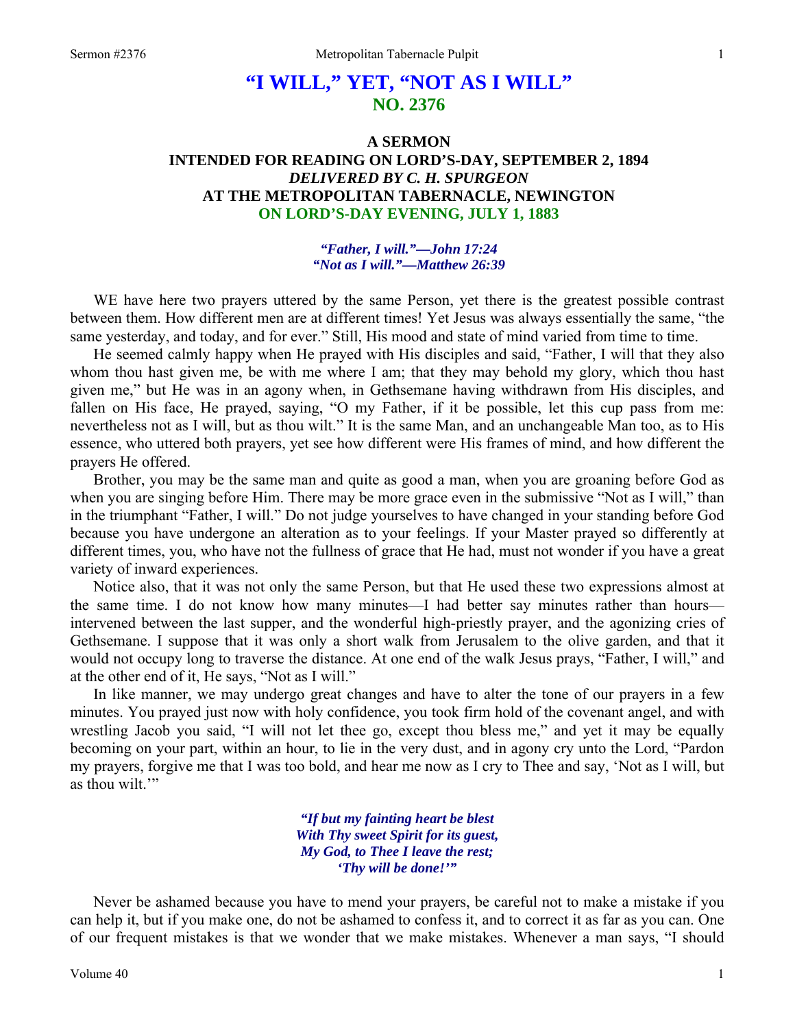# "I WILL," YET, "NOT AS I WILL"
## NO. 2376

### A SERMON
### INTENDED FOR READING ON LORD'S-DAY, SEPTEMBER 2, 1894
### *DELIVERED BY C. H. SPURGEON*
### AT THE METROPOLITAN TABERNACLE, NEWINGTON
### ON LORD'S-DAY EVENING, JULY 1, 1883

***"Father, I will."—John 17:24***
***"Not as I will."—Matthew 26:39***

WE have here two prayers uttered by the same Person, yet there is the greatest possible contrast between them. How different men are at different times! Yet Jesus was always essentially the same, "the same yesterday, and today, and for ever." Still, His mood and state of mind varied from time to time.

He seemed calmly happy when He prayed with His disciples and said, "Father, I will that they also whom thou hast given me, be with me where I am; that they may behold my glory, which thou hast given me," but He was in an agony when, in Gethsemane having withdrawn from His disciples, and fallen on His face, He prayed, saying, "O my Father, if it be possible, let this cup pass from me: nevertheless not as I will, but as thou wilt." It is the same Man, and an unchangeable Man too, as to His essence, who uttered both prayers, yet see how different were His frames of mind, and how different the prayers He offered.

Brother, you may be the same man and quite as good a man, when you are groaning before God as when you are singing before Him. There may be more grace even in the submissive "Not as I will," than in the triumphant "Father, I will." Do not judge yourselves to have changed in your standing before God because you have undergone an alteration as to your feelings. If your Master prayed so differently at different times, you, who have not the fullness of grace that He had, must not wonder if you have a great variety of inward experiences.

Notice also, that it was not only the same Person, but that He used these two expressions almost at the same time. I do not know how many minutes—I had better say minutes rather than hours—intervened between the last supper, and the wonderful high-priestly prayer, and the agonizing cries of Gethsemane. I suppose that it was only a short walk from Jerusalem to the olive garden, and that it would not occupy long to traverse the distance. At one end of the walk Jesus prays, "Father, I will," and at the other end of it, He says, "Not as I will."

In like manner, we may undergo great changes and have to alter the tone of our prayers in a few minutes. You prayed just now with holy confidence, you took firm hold of the covenant angel, and with wrestling Jacob you said, "I will not let thee go, except thou bless me," and yet it may be equally becoming on your part, within an hour, to lie in the very dust, and in agony cry unto the Lord, "Pardon my prayers, forgive me that I was too bold, and hear me now as I cry to Thee and say, 'Not as I will, but as thou wilt.'"

*"If but my fainting heart be blest*
*With Thy sweet Spirit for its guest,*
*My God, to Thee I leave the rest;*
*'Thy will be done!'"*

Never be ashamed because you have to mend your prayers, be careful not to make a mistake if you can help it, but if you make one, do not be ashamed to confess it, and to correct it as far as you can. One of our frequent mistakes is that we wonder that we make mistakes. Whenever a man says, "I should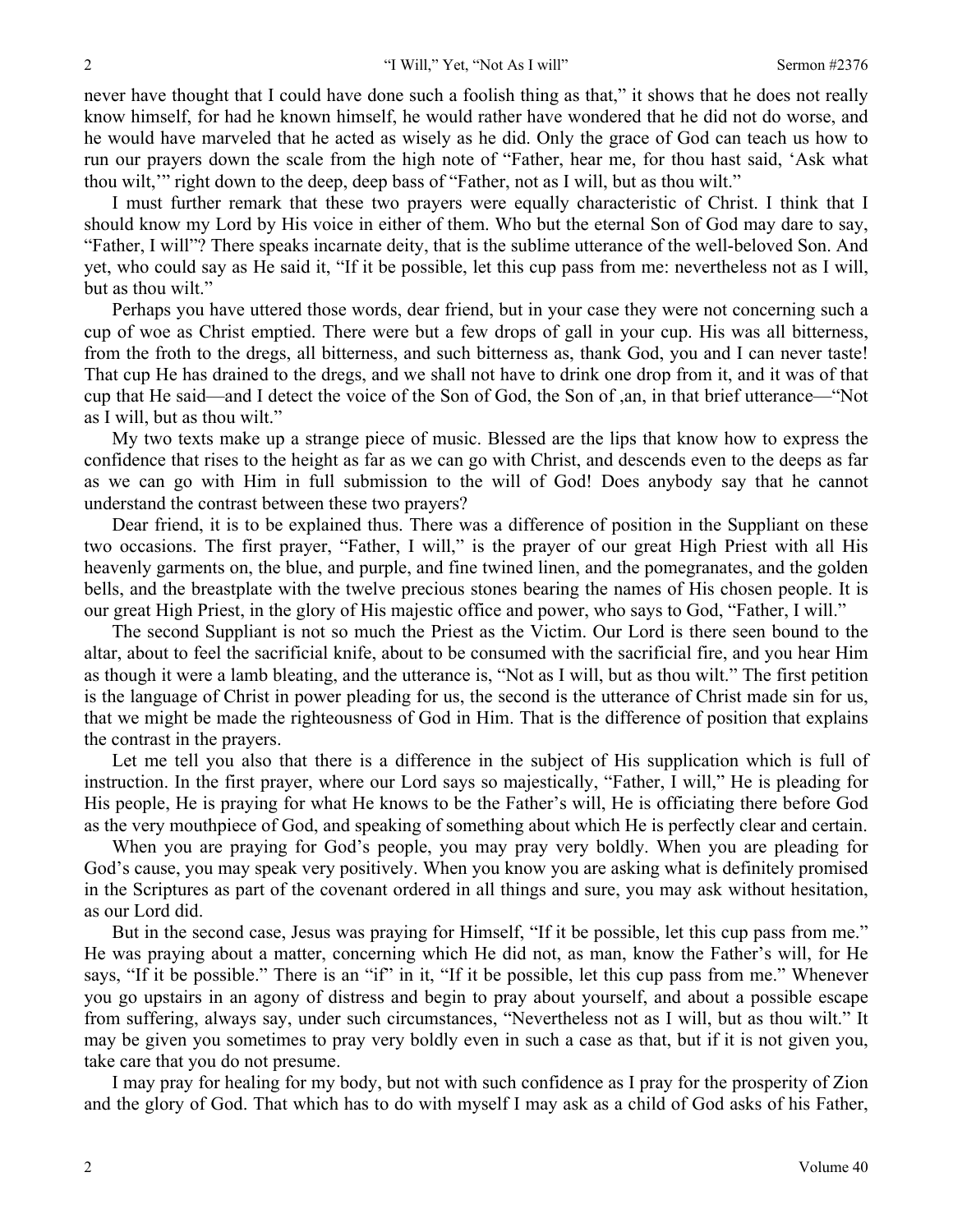never have thought that I could have done such a foolish thing as that," it shows that he does not really know himself, for had he known himself, he would rather have wondered that he did not do worse, and he would have marveled that he acted as wisely as he did. Only the grace of God can teach us how to run our prayers down the scale from the high note of "Father, hear me, for thou hast said, 'Ask what thou wilt,'" right down to the deep, deep bass of "Father, not as I will, but as thou wilt."

I must further remark that these two prayers were equally characteristic of Christ. I think that I should know my Lord by His voice in either of them. Who but the eternal Son of God may dare to say, "Father, I will"? There speaks incarnate deity, that is the sublime utterance of the well-beloved Son. And yet, who could say as He said it, "If it be possible, let this cup pass from me: nevertheless not as I will, but as thou wilt."

Perhaps you have uttered those words, dear friend, but in your case they were not concerning such a cup of woe as Christ emptied. There were but a few drops of gall in your cup. His was all bitterness, from the froth to the dregs, all bitterness, and such bitterness as, thank God, you and I can never taste! That cup He has drained to the dregs, and we shall not have to drink one drop from it, and it was of that cup that He said—and I detect the voice of the Son of God, the Son of ,an, in that brief utterance—"Not as I will, but as thou wilt."

My two texts make up a strange piece of music. Blessed are the lips that know how to express the confidence that rises to the height as far as we can go with Christ, and descends even to the deeps as far as we can go with Him in full submission to the will of God! Does anybody say that he cannot understand the contrast between these two prayers?

Dear friend, it is to be explained thus. There was a difference of position in the Suppliant on these two occasions. The first prayer, "Father, I will," is the prayer of our great High Priest with all His heavenly garments on, the blue, and purple, and fine twined linen, and the pomegranates, and the golden bells, and the breastplate with the twelve precious stones bearing the names of His chosen people. It is our great High Priest, in the glory of His majestic office and power, who says to God, "Father, I will."

The second Suppliant is not so much the Priest as the Victim. Our Lord is there seen bound to the altar, about to feel the sacrificial knife, about to be consumed with the sacrificial fire, and you hear Him as though it were a lamb bleating, and the utterance is, "Not as I will, but as thou wilt." The first petition is the language of Christ in power pleading for us, the second is the utterance of Christ made sin for us, that we might be made the righteousness of God in Him. That is the difference of position that explains the contrast in the prayers.

Let me tell you also that there is a difference in the subject of His supplication which is full of instruction. In the first prayer, where our Lord says so majestically, "Father, I will," He is pleading for His people, He is praying for what He knows to be the Father's will, He is officiating there before God as the very mouthpiece of God, and speaking of something about which He is perfectly clear and certain.

When you are praying for God's people, you may pray very boldly. When you are pleading for God's cause, you may speak very positively. When you know you are asking what is definitely promised in the Scriptures as part of the covenant ordered in all things and sure, you may ask without hesitation, as our Lord did.

But in the second case, Jesus was praying for Himself, "If it be possible, let this cup pass from me." He was praying about a matter, concerning which He did not, as man, know the Father's will, for He says, "If it be possible." There is an "if" in it, "If it be possible, let this cup pass from me." Whenever you go upstairs in an agony of distress and begin to pray about yourself, and about a possible escape from suffering, always say, under such circumstances, "Nevertheless not as I will, but as thou wilt." It may be given you sometimes to pray very boldly even in such a case as that, but if it is not given you, take care that you do not presume.

I may pray for healing for my body, but not with such confidence as I pray for the prosperity of Zion and the glory of God. That which has to do with myself I may ask as a child of God asks of his Father,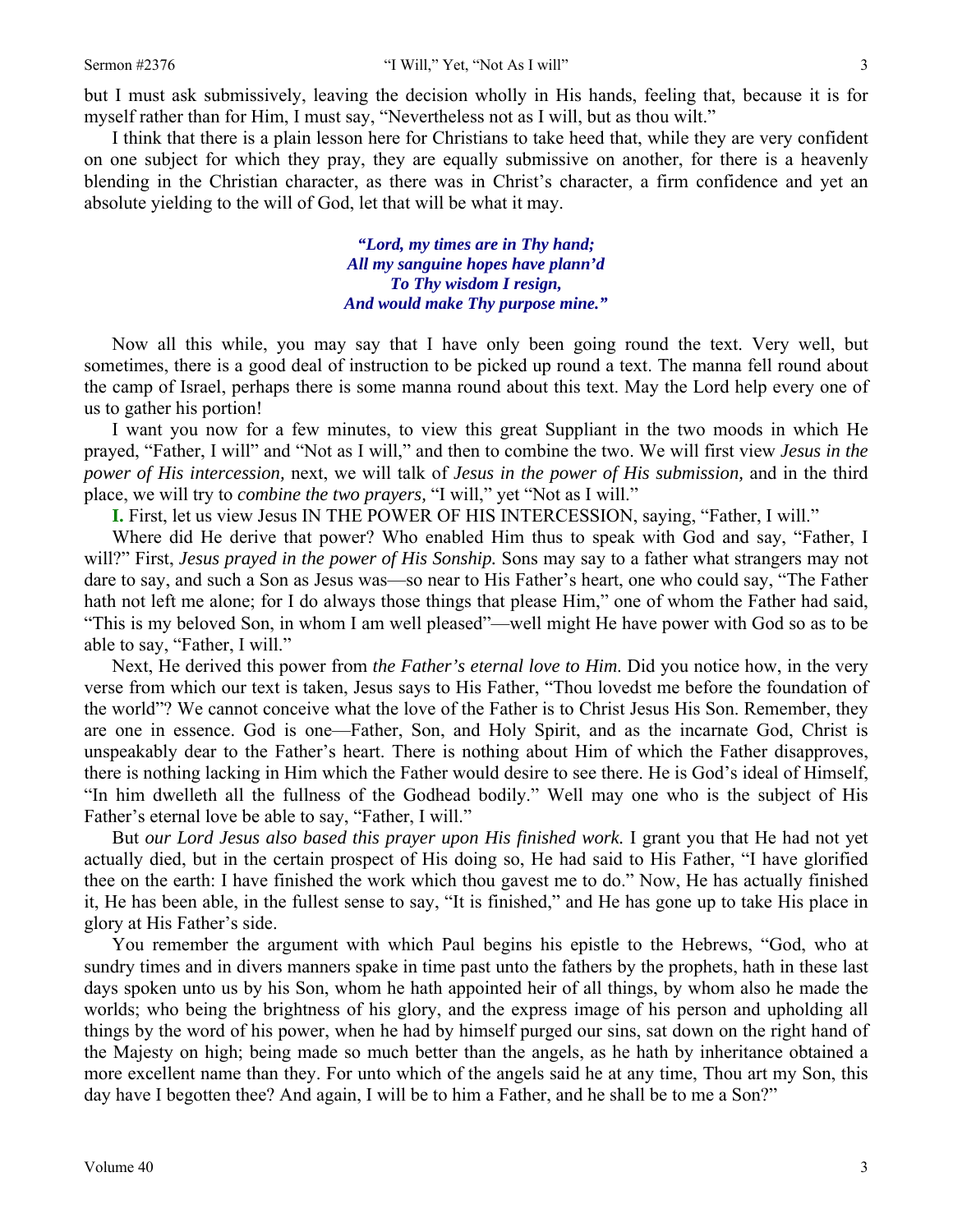but I must ask submissively, leaving the decision wholly in His hands, feeling that, because it is for myself rather than for Him, I must say, "Nevertheless not as I will, but as thou wilt."

I think that there is a plain lesson here for Christians to take heed that, while they are very confident on one subject for which they pray, they are equally submissive on another, for there is a heavenly blending in the Christian character, as there was in Christ's character, a firm confidence and yet an absolute yielding to the will of God, let that will be what it may.

> ***"Lord, my times are in Thy hand;***
> ***All my sanguine hopes have plann'd***
> ***To Thy wisdom I resign,***
> ***And would make Thy purpose mine."***

Now all this while, you may say that I have only been going round the text. Very well, but sometimes, there is a good deal of instruction to be picked up round a text. The manna fell round about the camp of Israel, perhaps there is some manna round about this text. May the Lord help every one of us to gather his portion!

I want you now for a few minutes, to view this great Suppliant in the two moods in which He prayed, "Father, I will" and "Not as I will," and then to combine the two. We will first view *Jesus in the power of His intercession,* next, we will talk of *Jesus in the power of His submission,* and in the third place, we will try to *combine the two prayers,* "I will," yet "Not as I will."

**I.** First, let us view Jesus IN THE POWER OF HIS INTERCESSION, saying, "Father, I will."

Where did He derive that power? Who enabled Him thus to speak with God and say, "Father, I will?" First, *Jesus prayed in the power of His Sonship.* Sons may say to a father what strangers may not dare to say, and such a Son as Jesus was—so near to His Father's heart, one who could say, "The Father hath not left me alone; for I do always those things that please Him," one of whom the Father had said, "This is my beloved Son, in whom I am well pleased"—well might He have power with God so as to be able to say, "Father, I will."

Next, He derived this power from *the Father's eternal love to Him.* Did you notice how, in the very verse from which our text is taken, Jesus says to His Father, "Thou lovedst me before the foundation of the world"? We cannot conceive what the love of the Father is to Christ Jesus His Son. Remember, they are one in essence. God is one—Father, Son, and Holy Spirit, and as the incarnate God, Christ is unspeakably dear to the Father's heart. There is nothing about Him of which the Father disapproves, there is nothing lacking in Him which the Father would desire to see there. He is God's ideal of Himself, "In him dwelleth all the fullness of the Godhead bodily." Well may one who is the subject of His Father's eternal love be able to say, "Father, I will."

But *our Lord Jesus also based this prayer upon His finished work.* I grant you that He had not yet actually died, but in the certain prospect of His doing so, He had said to His Father, "I have glorified thee on the earth: I have finished the work which thou gavest me to do." Now, He has actually finished it, He has been able, in the fullest sense to say, "It is finished," and He has gone up to take His place in glory at His Father's side.

You remember the argument with which Paul begins his epistle to the Hebrews, "God, who at sundry times and in divers manners spake in time past unto the fathers by the prophets, hath in these last days spoken unto us by his Son, whom he hath appointed heir of all things, by whom also he made the worlds; who being the brightness of his glory, and the express image of his person and upholding all things by the word of his power, when he had by himself purged our sins, sat down on the right hand of the Majesty on high; being made so much better than the angels, as he hath by inheritance obtained a more excellent name than they. For unto which of the angels said he at any time, Thou art my Son, this day have I begotten thee? And again, I will be to him a Father, and he shall be to me a Son?"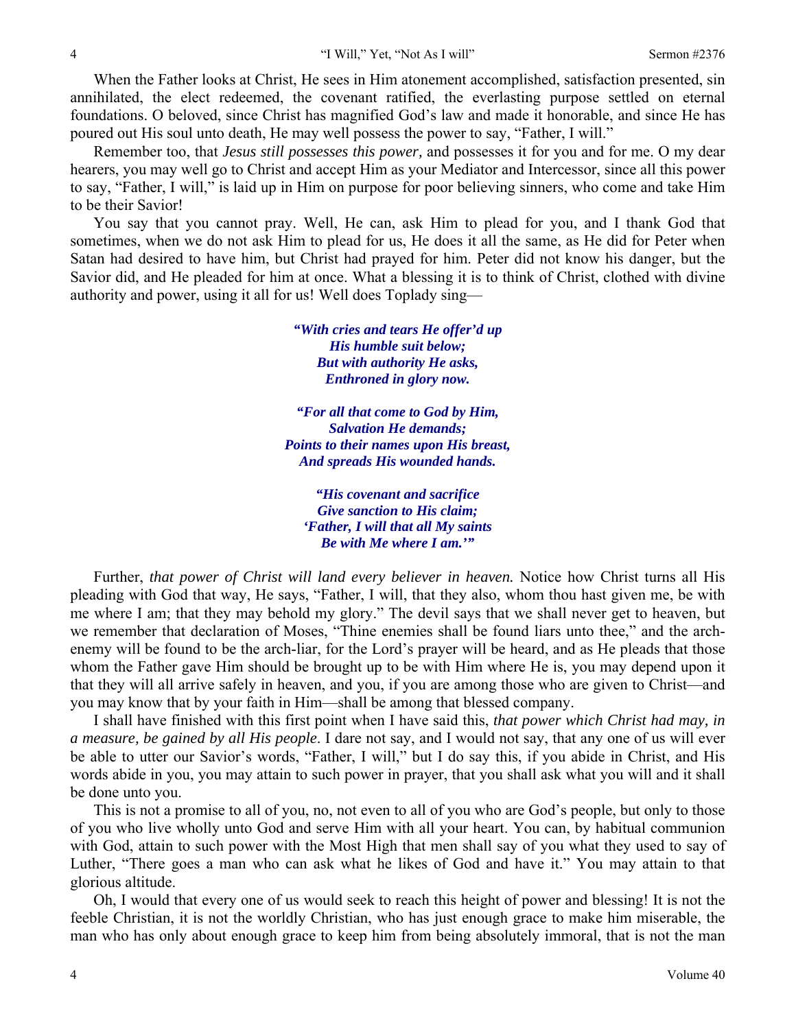When the Father looks at Christ, He sees in Him atonement accomplished, satisfaction presented, sin annihilated, the elect redeemed, the covenant ratified, the everlasting purpose settled on eternal foundations. O beloved, since Christ has magnified God's law and made it honorable, and since He has poured out His soul unto death, He may well possess the power to say, "Father, I will."

Remember too, that *Jesus still possesses this power,* and possesses it for you and for me. O my dear hearers, you may well go to Christ and accept Him as your Mediator and Intercessor, since all this power to say, "Father, I will," is laid up in Him on purpose for poor believing sinners, who come and take Him to be their Savior!

You say that you cannot pray. Well, He can, ask Him to plead for you, and I thank God that sometimes, when we do not ask Him to plead for us, He does it all the same, as He did for Peter when Satan had desired to have him, but Christ had prayed for him. Peter did not know his danger, but the Savior did, and He pleaded for him at once. What a blessing it is to think of Christ, clothed with divine authority and power, using it all for us! Well does Toplady sing—

> ***"With cries and tears He offer'd up***
> ***His humble suit below;***
> ***But with authority He asks,***
> ***Enthroned in glory now.***
>
> ***"For all that come to God by Him,***
> ***Salvation He demands;***
> ***Points to their names upon His breast,***
> ***And spreads His wounded hands.***
>
> ***"His covenant and sacrifice***
> ***Give sanction to His claim;***
> ***'Father, I will that all My saints***
> ***Be with Me where I am.'"***

Further, *that power of Christ will land every believer in heaven.* Notice how Christ turns all His pleading with God that way, He says, "Father, I will, that they also, whom thou hast given me, be with me where I am; that they may behold my glory." The devil says that we shall never get to heaven, but we remember that declaration of Moses, "Thine enemies shall be found liars unto thee," and the arch-enemy will be found to be the arch-liar, for the Lord's prayer will be heard, and as He pleads that those whom the Father gave Him should be brought up to be with Him where He is, you may depend upon it that they will all arrive safely in heaven, and you, if you are among those who are given to Christ—and you may know that by your faith in Him—shall be among that blessed company.

I shall have finished with this first point when I have said this, *that power which Christ had may, in a measure, be gained by all His people*. I dare not say, and I would not say, that any one of us will ever be able to utter our Savior's words, "Father, I will," but I do say this, if you abide in Christ, and His words abide in you, you may attain to such power in prayer, that you shall ask what you will and it shall be done unto you.

This is not a promise to all of you, no, not even to all of you who are God's people, but only to those of you who live wholly unto God and serve Him with all your heart. You can, by habitual communion with God, attain to such power with the Most High that men shall say of you what they used to say of Luther, "There goes a man who can ask what he likes of God and have it." You may attain to that glorious altitude.

Oh, I would that every one of us would seek to reach this height of power and blessing! It is not the feeble Christian, it is not the worldly Christian, who has just enough grace to make him miserable, the man who has only about enough grace to keep him from being absolutely immoral, that is not the man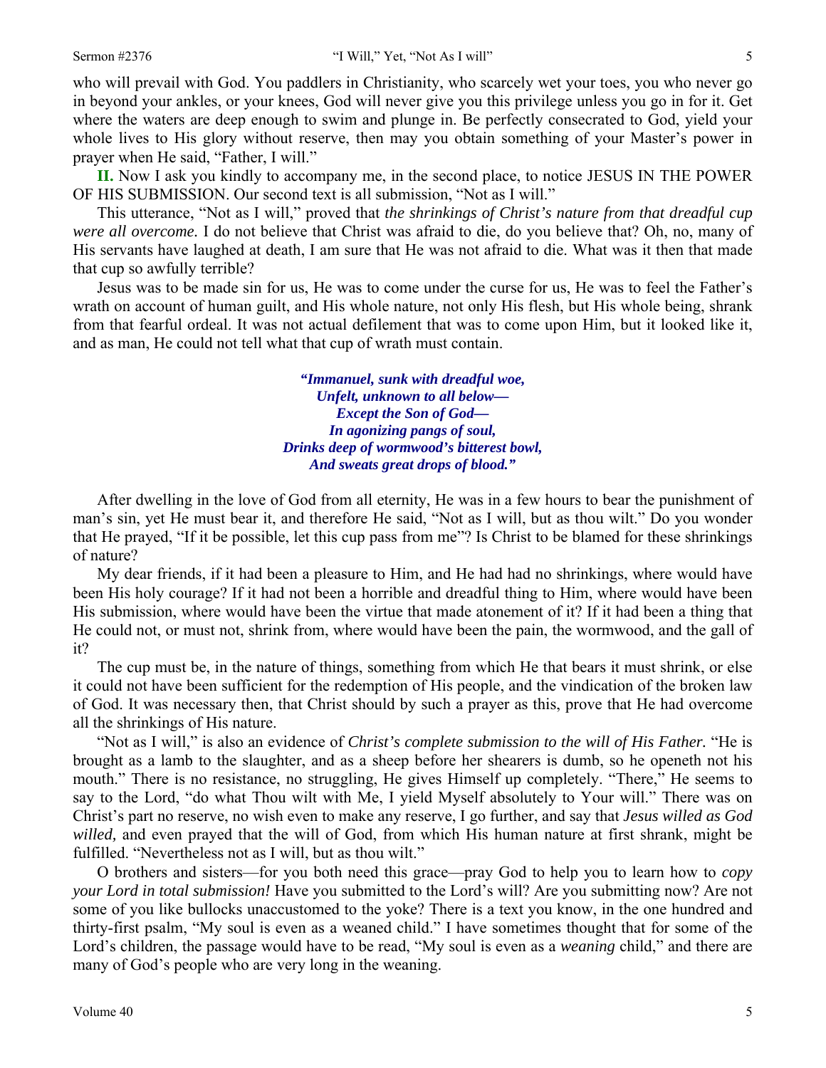who will prevail with God. You paddlers in Christianity, who scarcely wet your toes, you who never go in beyond your ankles, or your knees, God will never give you this privilege unless you go in for it. Get where the waters are deep enough to swim and plunge in. Be perfectly consecrated to God, yield your whole lives to His glory without reserve, then may you obtain something of your Master's power in prayer when He said, "Father, I will."

**II.** Now I ask you kindly to accompany me, in the second place, to notice JESUS IN THE POWER OF HIS SUBMISSION. Our second text is all submission, "Not as I will."

This utterance, "Not as I will," proved that *the shrinkings of Christ's nature from that dreadful cup were all overcome.* I do not believe that Christ was afraid to die, do you believe that? Oh, no, many of His servants have laughed at death, I am sure that He was not afraid to die. What was it then that made that cup so awfully terrible?

Jesus was to be made sin for us, He was to come under the curse for us, He was to feel the Father's wrath on account of human guilt, and His whole nature, not only His flesh, but His whole being, shrank from that fearful ordeal. It was not actual defilement that was to come upon Him, but it looked like it, and as man, He could not tell what that cup of wrath must contain.

*"Immanuel, sunk with dreadful woe,*
*Unfelt, unknown to all below—*
*Except the Son of God—*
*In agonizing pangs of soul,*
*Drinks deep of wormwood's bitterest bowl,*
*And sweats great drops of blood."*

After dwelling in the love of God from all eternity, He was in a few hours to bear the punishment of man's sin, yet He must bear it, and therefore He said, "Not as I will, but as thou wilt." Do you wonder that He prayed, "If it be possible, let this cup pass from me"? Is Christ to be blamed for these shrinkings of nature?

My dear friends, if it had been a pleasure to Him, and He had had no shrinkings, where would have been His holy courage? If it had not been a horrible and dreadful thing to Him, where would have been His submission, where would have been the virtue that made atonement of it? If it had been a thing that He could not, or must not, shrink from, where would have been the pain, the wormwood, and the gall of it?

The cup must be, in the nature of things, something from which He that bears it must shrink, or else it could not have been sufficient for the redemption of His people, and the vindication of the broken law of God. It was necessary then, that Christ should by such a prayer as this, prove that He had overcome all the shrinkings of His nature.

"Not as I will," is also an evidence of *Christ's complete submission to the will of His Father.* "He is brought as a lamb to the slaughter, and as a sheep before her shearers is dumb, so he openeth not his mouth." There is no resistance, no struggling, He gives Himself up completely. "There," He seems to say to the Lord, "do what Thou wilt with Me, I yield Myself absolutely to Your will." There was on Christ's part no reserve, no wish even to make any reserve, I go further, and say that *Jesus willed as God willed,* and even prayed that the will of God, from which His human nature at first shrank, might be fulfilled. "Nevertheless not as I will, but as thou wilt."

O brothers and sisters—for you both need this grace—pray God to help you to learn how to *copy your Lord in total submission!* Have you submitted to the Lord's will? Are you submitting now? Are not some of you like bullocks unaccustomed to the yoke? There is a text you know, in the one hundred and thirty-first psalm, "My soul is even as a weaned child." I have sometimes thought that for some of the Lord's children, the passage would have to be read, "My soul is even as a *weaning* child," and there are many of God's people who are very long in the weaning.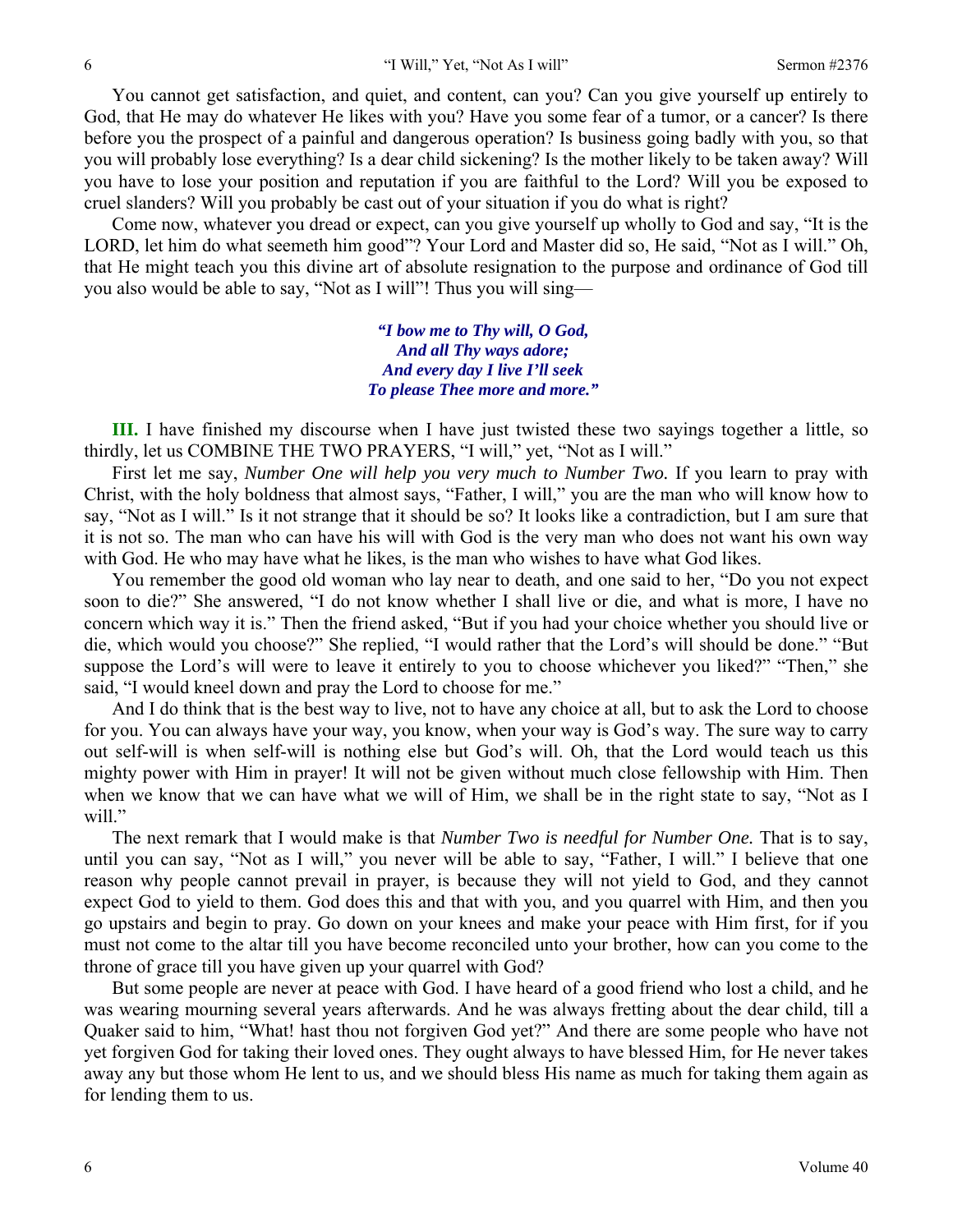You cannot get satisfaction, and quiet, and content, can you? Can you give yourself up entirely to God, that He may do whatever He likes with you? Have you some fear of a tumor, or a cancer? Is there before you the prospect of a painful and dangerous operation? Is business going badly with you, so that you will probably lose everything? Is a dear child sickening? Is the mother likely to be taken away? Will you have to lose your position and reputation if you are faithful to the Lord? Will you be exposed to cruel slanders? Will you probably be cast out of your situation if you do what is right?

Come now, whatever you dread or expect, can you give yourself up wholly to God and say, "It is the LORD, let him do what seemeth him good"? Your Lord and Master did so, He said, "Not as I will." Oh, that He might teach you this divine art of absolute resignation to the purpose and ordinance of God till you also would be able to say, "Not as I will"! Thus you will sing—

*"I bow me to Thy will, O God,*
*And all Thy ways adore;*
*And every day I live I'll seek*
*To please Thee more and more."*

**III.** I have finished my discourse when I have just twisted these two sayings together a little, so thirdly, let us COMBINE THE TWO PRAYERS, "I will," yet, "Not as I will."

First let me say, *Number One will help you very much to Number Two.* If you learn to pray with Christ, with the holy boldness that almost says, "Father, I will," you are the man who will know how to say, "Not as I will." Is it not strange that it should be so? It looks like a contradiction, but I am sure that it is not so. The man who can have his will with God is the very man who does not want his own way with God. He who may have what he likes, is the man who wishes to have what God likes.

You remember the good old woman who lay near to death, and one said to her, "Do you not expect soon to die?" She answered, "I do not know whether I shall live or die, and what is more, I have no concern which way it is." Then the friend asked, "But if you had your choice whether you should live or die, which would you choose?" She replied, "I would rather that the Lord's will should be done." "But suppose the Lord's will were to leave it entirely to you to choose whichever you liked?" "Then," she said, "I would kneel down and pray the Lord to choose for me."

And I do think that is the best way to live, not to have any choice at all, but to ask the Lord to choose for you. You can always have your way, you know, when your way is God's way. The sure way to carry out self-will is when self-will is nothing else but God's will. Oh, that the Lord would teach us this mighty power with Him in prayer! It will not be given without much close fellowship with Him. Then when we know that we can have what we will of Him, we shall be in the right state to say, "Not as I will."

The next remark that I would make is that *Number Two is needful for Number One.* That is to say, until you can say, "Not as I will," you never will be able to say, "Father, I will." I believe that one reason why people cannot prevail in prayer, is because they will not yield to God, and they cannot expect God to yield to them. God does this and that with you, and you quarrel with Him, and then you go upstairs and begin to pray. Go down on your knees and make your peace with Him first, for if you must not come to the altar till you have become reconciled unto your brother, how can you come to the throne of grace till you have given up your quarrel with God?

But some people are never at peace with God. I have heard of a good friend who lost a child, and he was wearing mourning several years afterwards. And he was always fretting about the dear child, till a Quaker said to him, "What! hast thou not forgiven God yet?" And there are some people who have not yet forgiven God for taking their loved ones. They ought always to have blessed Him, for He never takes away any but those whom He lent to us, and we should bless His name as much for taking them again as for lending them to us.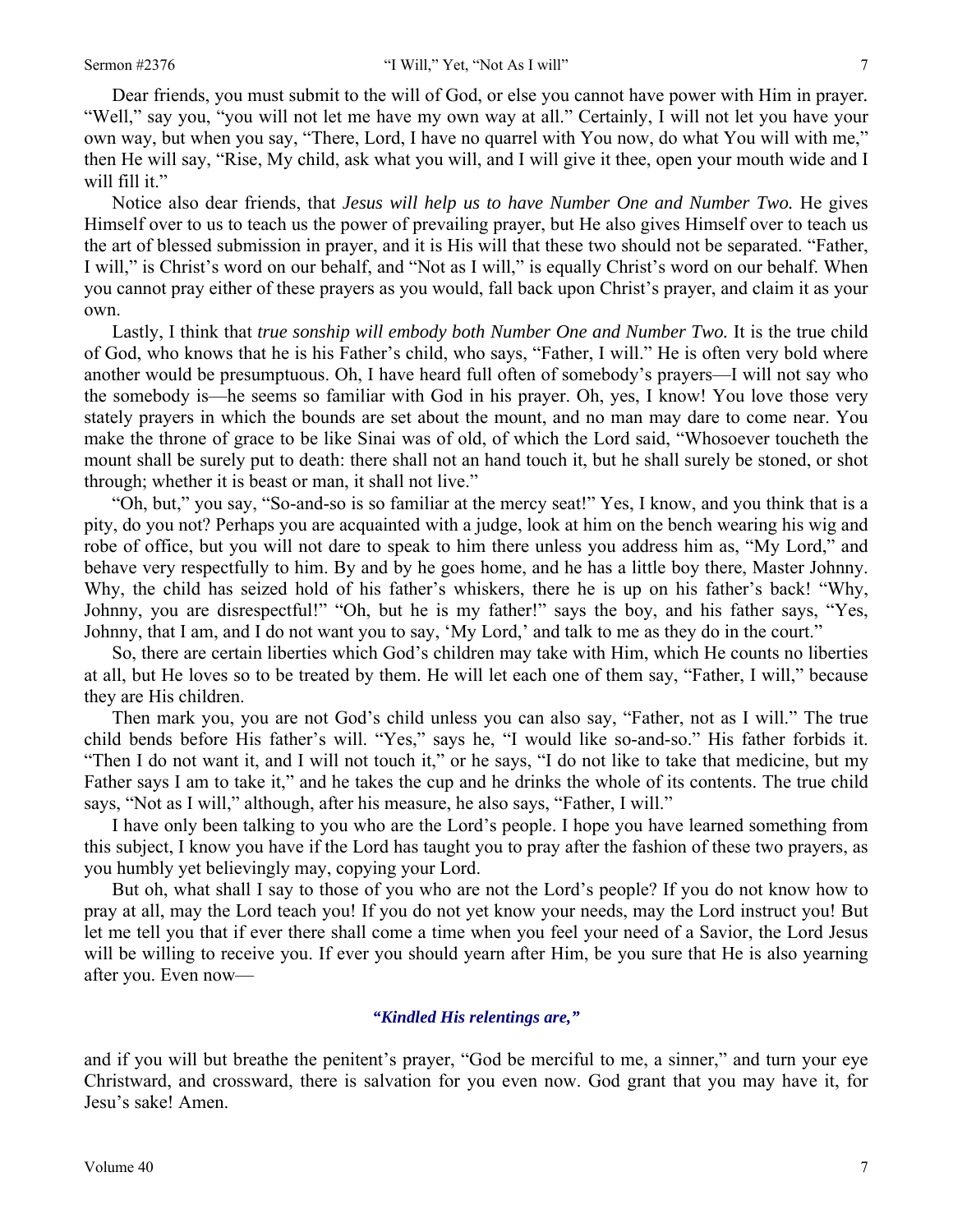Dear friends, you must submit to the will of God, or else you cannot have power with Him in prayer. "Well," say you, "you will not let me have my own way at all." Certainly, I will not let you have your own way, but when you say, "There, Lord, I have no quarrel with You now, do what You will with me," then He will say, "Rise, My child, ask what you will, and I will give it thee, open your mouth wide and I will fill it."

Notice also dear friends, that *Jesus will help us to have Number One and Number Two.* He gives Himself over to us to teach us the power of prevailing prayer, but He also gives Himself over to teach us the art of blessed submission in prayer, and it is His will that these two should not be separated. "Father, I will," is Christ's word on our behalf, and "Not as I will," is equally Christ's word on our behalf. When you cannot pray either of these prayers as you would, fall back upon Christ's prayer, and claim it as your own.

Lastly, I think that *true sonship will embody both Number One and Number Two.* It is the true child of God, who knows that he is his Father's child, who says, "Father, I will." He is often very bold where another would be presumptuous. Oh, I have heard full often of somebody's prayers—I will not say who the somebody is—he seems so familiar with God in his prayer. Oh, yes, I know! You love those very stately prayers in which the bounds are set about the mount, and no man may dare to come near. You make the throne of grace to be like Sinai was of old, of which the Lord said, "Whosoever toucheth the mount shall be surely put to death: there shall not an hand touch it, but he shall surely be stoned, or shot through; whether it is beast or man, it shall not live."

"Oh, but," you say, "So-and-so is so familiar at the mercy seat!" Yes, I know, and you think that is a pity, do you not? Perhaps you are acquainted with a judge, look at him on the bench wearing his wig and robe of office, but you will not dare to speak to him there unless you address him as, "My Lord," and behave very respectfully to him. By and by he goes home, and he has a little boy there, Master Johnny. Why, the child has seized hold of his father's whiskers, there he is up on his father's back! "Why, Johnny, you are disrespectful!" "Oh, but he is my father!" says the boy, and his father says, "Yes, Johnny, that I am, and I do not want you to say, 'My Lord,' and talk to me as they do in the court."

So, there are certain liberties which God's children may take with Him, which He counts no liberties at all, but He loves so to be treated by them. He will let each one of them say, "Father, I will," because they are His children.

Then mark you, you are not God's child unless you can also say, "Father, not as I will." The true child bends before His father's will. "Yes," says he, "I would like so-and-so." His father forbids it. "Then I do not want it, and I will not touch it," or he says, "I do not like to take that medicine, but my Father says I am to take it," and he takes the cup and he drinks the whole of its contents. The true child says, "Not as I will," although, after his measure, he also says, "Father, I will."

I have only been talking to you who are the Lord's people. I hope you have learned something from this subject, I know you have if the Lord has taught you to pray after the fashion of these two prayers, as you humbly yet believingly may, copying your Lord.

But oh, what shall I say to those of you who are not the Lord's people? If you do not know how to pray at all, may the Lord teach you! If you do not yet know your needs, may the Lord instruct you! But let me tell you that if ever there shall come a time when you feel your need of a Savior, the Lord Jesus will be willing to receive you. If ever you should yearn after Him, be you sure that He is also yearning after you. Even now—

***"Kindled His relentings are,"***

and if you will but breathe the penitent's prayer, "God be merciful to me, a sinner," and turn your eye Christward, and crossward, there is salvation for you even now. God grant that you may have it, for Jesu's sake! Amen.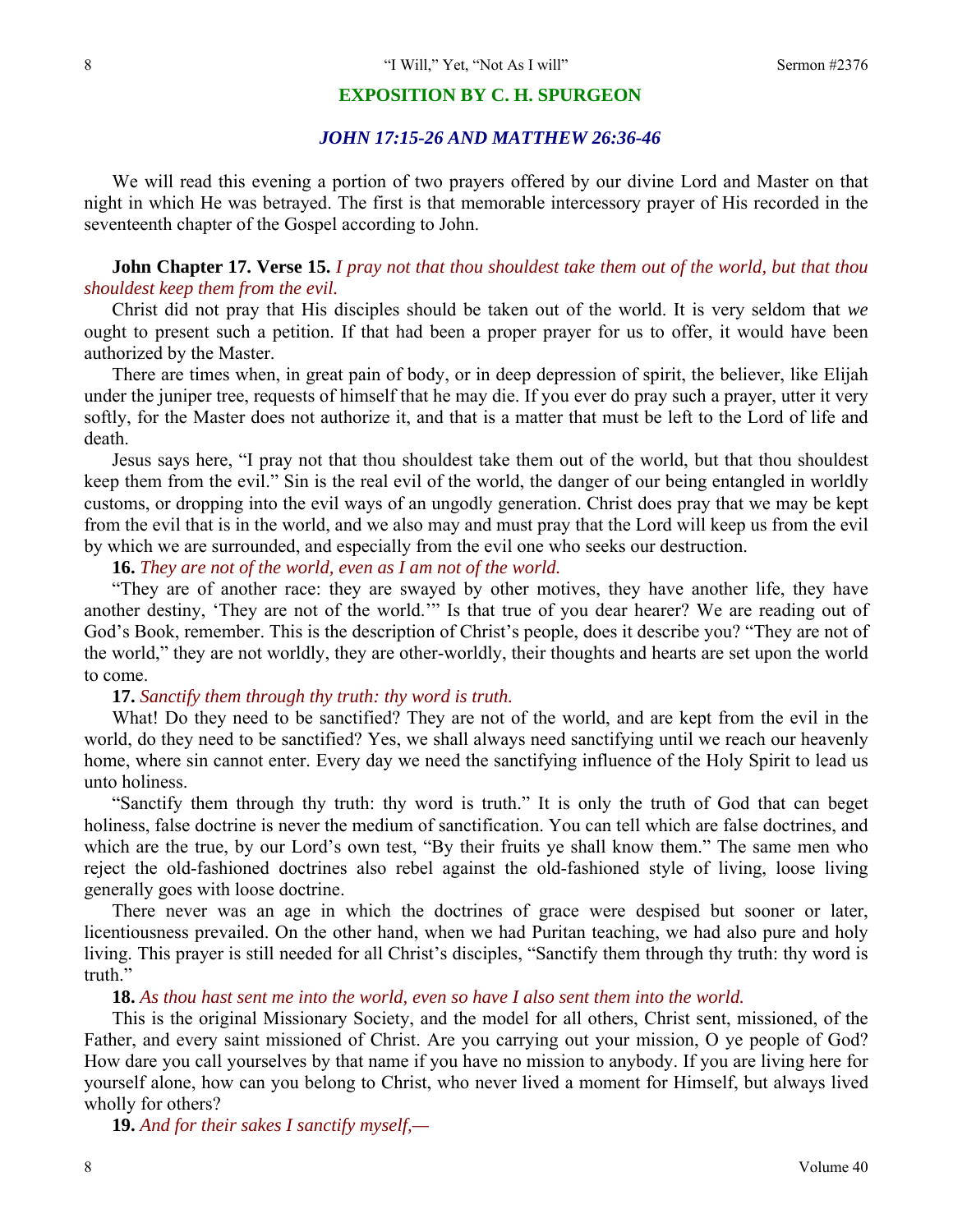## EXPOSITION BY C. H. SPURGEON

### *JOHN 17:15-26 AND MATTHEW 26:36-46*

We will read this evening a portion of two prayers offered by our divine Lord and Master on that night in which He was betrayed. The first is that memorable intercessory prayer of His recorded in the seventeenth chapter of the Gospel according to John.

**John Chapter 17. Verse 15.** *I pray not that thou shouldest take them out of the world, but that thou shouldest keep them from the evil.*

Christ did not pray that His disciples should be taken out of the world. It is very seldom that *we* ought to present such a petition. If that had been a proper prayer for us to offer, it would have been authorized by the Master.

There are times when, in great pain of body, or in deep depression of spirit, the believer, like Elijah under the juniper tree, requests of himself that he may die. If you ever do pray such a prayer, utter it very softly, for the Master does not authorize it, and that is a matter that must be left to the Lord of life and death.

Jesus says here, "I pray not that thou shouldest take them out of the world, but that thou shouldest keep them from the evil." Sin is the real evil of the world, the danger of our being entangled in worldly customs, or dropping into the evil ways of an ungodly generation. Christ does pray that we may be kept from the evil that is in the world, and we also may and must pray that the Lord will keep us from the evil by which we are surrounded, and especially from the evil one who seeks our destruction.

**16.** *They are not of the world, even as I am not of the world.*

"They are of another race: they are swayed by other motives, they have another life, they have another destiny, 'They are not of the world.'" Is that true of you dear hearer? We are reading out of God's Book, remember. This is the description of Christ's people, does it describe you? "They are not of the world," they are not worldly, they are other-worldly, their thoughts and hearts are set upon the world to come.

**17.** *Sanctify them through thy truth: thy word is truth.*

What! Do they need to be sanctified? They are not of the world, and are kept from the evil in the world, do they need to be sanctified? Yes, we shall always need sanctifying until we reach our heavenly home, where sin cannot enter. Every day we need the sanctifying influence of the Holy Spirit to lead us unto holiness.

"Sanctify them through thy truth: thy word is truth." It is only the truth of God that can beget holiness, false doctrine is never the medium of sanctification. You can tell which are false doctrines, and which are the true, by our Lord's own test, "By their fruits ye shall know them." The same men who reject the old-fashioned doctrines also rebel against the old-fashioned style of living, loose living generally goes with loose doctrine.

There never was an age in which the doctrines of grace were despised but sooner or later, licentiousness prevailed. On the other hand, when we had Puritan teaching, we had also pure and holy living. This prayer is still needed for all Christ's disciples, "Sanctify them through thy truth: thy word is truth."

**18.** *As thou hast sent me into the world, even so have I also sent them into the world.*

This is the original Missionary Society, and the model for all others, Christ sent, missioned, of the Father, and every saint missioned of Christ. Are you carrying out your mission, O ye people of God? How dare you call yourselves by that name if you have no mission to anybody. If you are living here for yourself alone, how can you belong to Christ, who never lived a moment for Himself, but always lived wholly for others?

**19.** *And for their sakes I sanctify myself,—*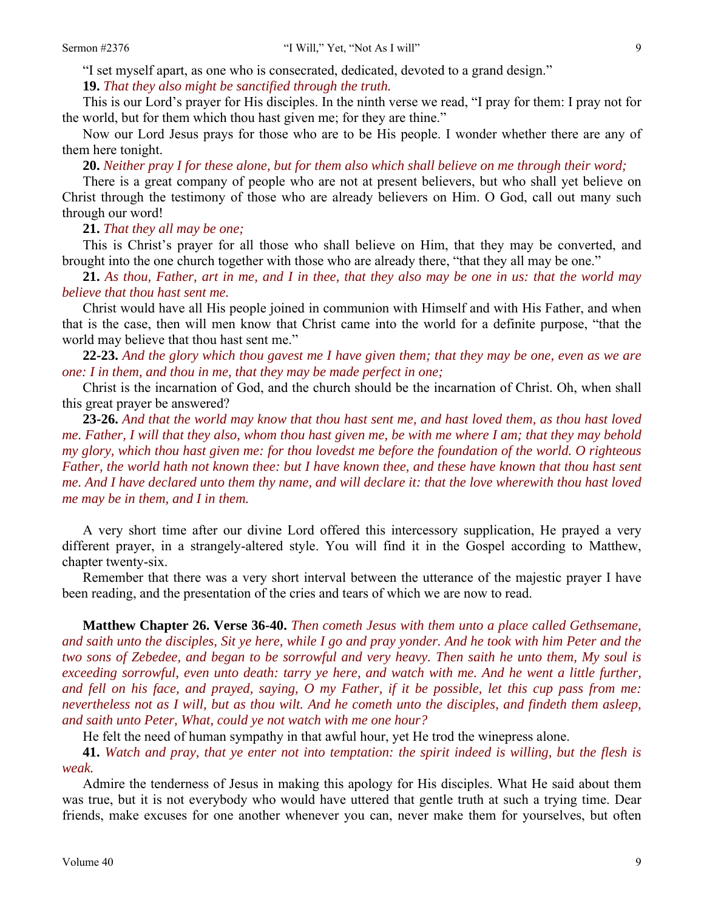"I set myself apart, as one who is consecrated, dedicated, devoted to a grand design."

**19.** *That they also might be sanctified through the truth.*

This is our Lord's prayer for His disciples. In the ninth verse we read, "I pray for them: I pray not for the world, but for them which thou hast given me; for they are thine."

Now our Lord Jesus prays for those who are to be His people. I wonder whether there are any of them here tonight.

**20.** *Neither pray I for these alone, but for them also which shall believe on me through their word;*

There is a great company of people who are not at present believers, but who shall yet believe on Christ through the testimony of those who are already believers on Him. O God, call out many such through our word!

**21.** *That they all may be one;*

This is Christ's prayer for all those who shall believe on Him, that they may be converted, and brought into the one church together with those who are already there, "that they all may be one."

**21.** *As thou, Father, art in me, and I in thee, that they also may be one in us: that the world may believe that thou hast sent me.*

Christ would have all His people joined in communion with Himself and with His Father, and when that is the case, then will men know that Christ came into the world for a definite purpose, "that the world may believe that thou hast sent me."

**22-23.** *And the glory which thou gavest me I have given them; that they may be one, even as we are one: I in them, and thou in me, that they may be made perfect in one;*

Christ is the incarnation of God, and the church should be the incarnation of Christ. Oh, when shall this great prayer be answered?

**23-26.** *And that the world may know that thou hast sent me, and hast loved them, as thou hast loved me. Father, I will that they also, whom thou hast given me, be with me where I am; that they may behold my glory, which thou hast given me: for thou lovedst me before the foundation of the world. O righteous Father, the world hath not known thee: but I have known thee, and these have known that thou hast sent me. And I have declared unto them thy name, and will declare it: that the love wherewith thou hast loved me may be in them, and I in them.*

A very short time after our divine Lord offered this intercessory supplication, He prayed a very different prayer, in a strangely-altered style. You will find it in the Gospel according to Matthew, chapter twenty-six.

Remember that there was a very short interval between the utterance of the majestic prayer I have been reading, and the presentation of the cries and tears of which we are now to read.

**Matthew Chapter 26. Verse 36-40.** *Then cometh Jesus with them unto a place called Gethsemane, and saith unto the disciples, Sit ye here, while I go and pray yonder. And he took with him Peter and the two sons of Zebedee, and began to be sorrowful and very heavy. Then saith he unto them, My soul is exceeding sorrowful, even unto death: tarry ye here, and watch with me. And he went a little further, and fell on his face, and prayed, saying, O my Father, if it be possible, let this cup pass from me: nevertheless not as I will, but as thou wilt. And he cometh unto the disciples, and findeth them asleep, and saith unto Peter, What, could ye not watch with me one hour?*

He felt the need of human sympathy in that awful hour, yet He trod the winepress alone.

**41.** *Watch and pray, that ye enter not into temptation: the spirit indeed is willing, but the flesh is weak.*

Admire the tenderness of Jesus in making this apology for His disciples. What He said about them was true, but it is not everybody who would have uttered that gentle truth at such a trying time. Dear friends, make excuses for one another whenever you can, never make them for yourselves, but often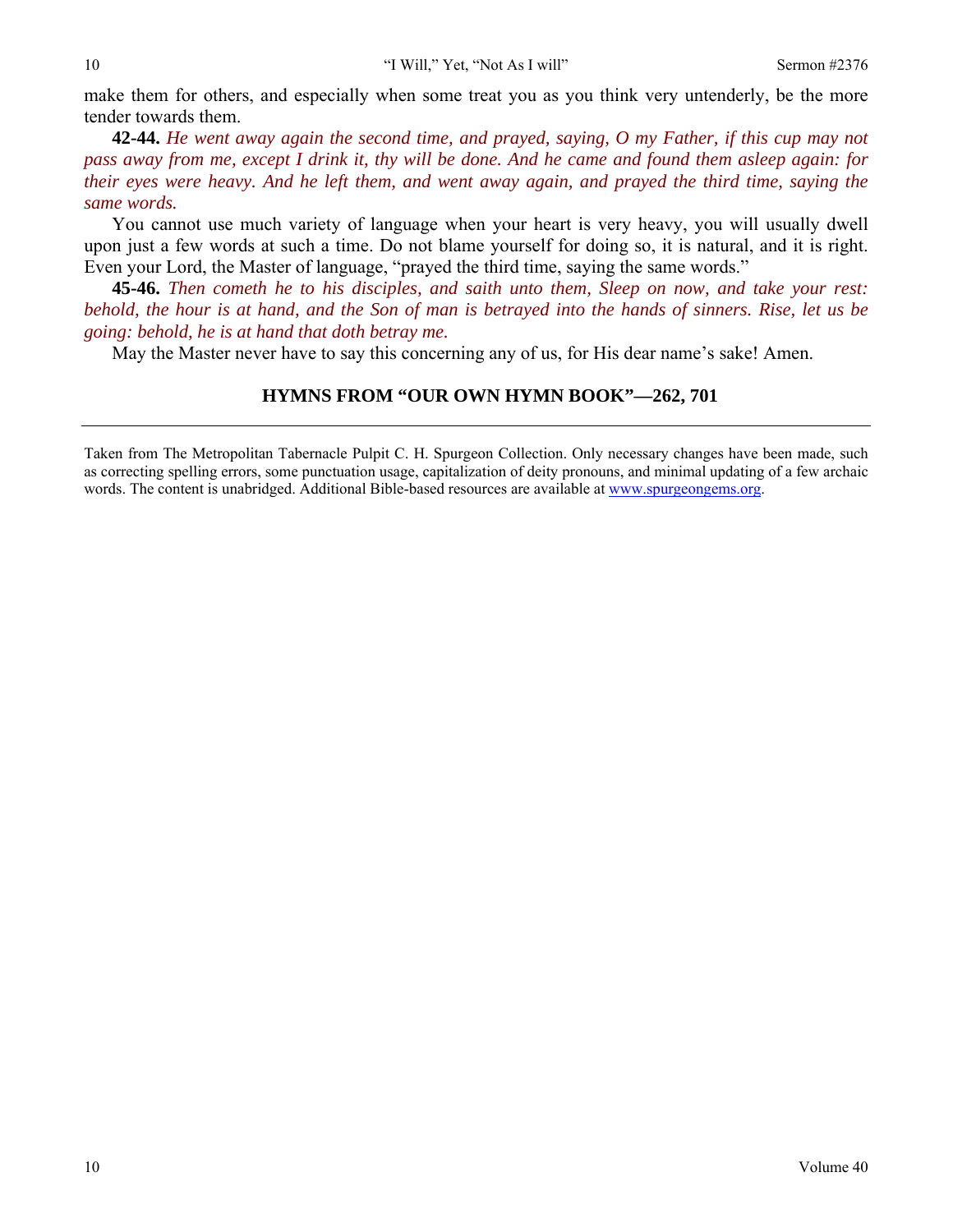make them for others, and especially when some treat you as you think very untenderly, be the more tender towards them.

**42-44.** *He went away again the second time, and prayed, saying, O my Father, if this cup may not pass away from me, except I drink it, thy will be done. And he came and found them asleep again: for their eyes were heavy. And he left them, and went away again, and prayed the third time, saying the same words.*

You cannot use much variety of language when your heart is very heavy, you will usually dwell upon just a few words at such a time. Do not blame yourself for doing so, it is natural, and it is right. Even your Lord, the Master of language, "prayed the third time, saying the same words."

**45-46.** *Then cometh he to his disciples, and saith unto them, Sleep on now, and take your rest: behold, the hour is at hand, and the Son of man is betrayed into the hands of sinners. Rise, let us be going: behold, he is at hand that doth betray me.*

May the Master never have to say this concerning any of us, for His dear name's sake! Amen.

## HYMNS FROM "OUR OWN HYMN BOOK"—262, 701

---

Taken from The Metropolitan Tabernacle Pulpit C. H. Spurgeon Collection. Only necessary changes have been made, such as correcting spelling errors, some punctuation usage, capitalization of deity pronouns, and minimal updating of a few archaic words. The content is unabridged. Additional Bible-based resources are available at www.spurgeongems.org.